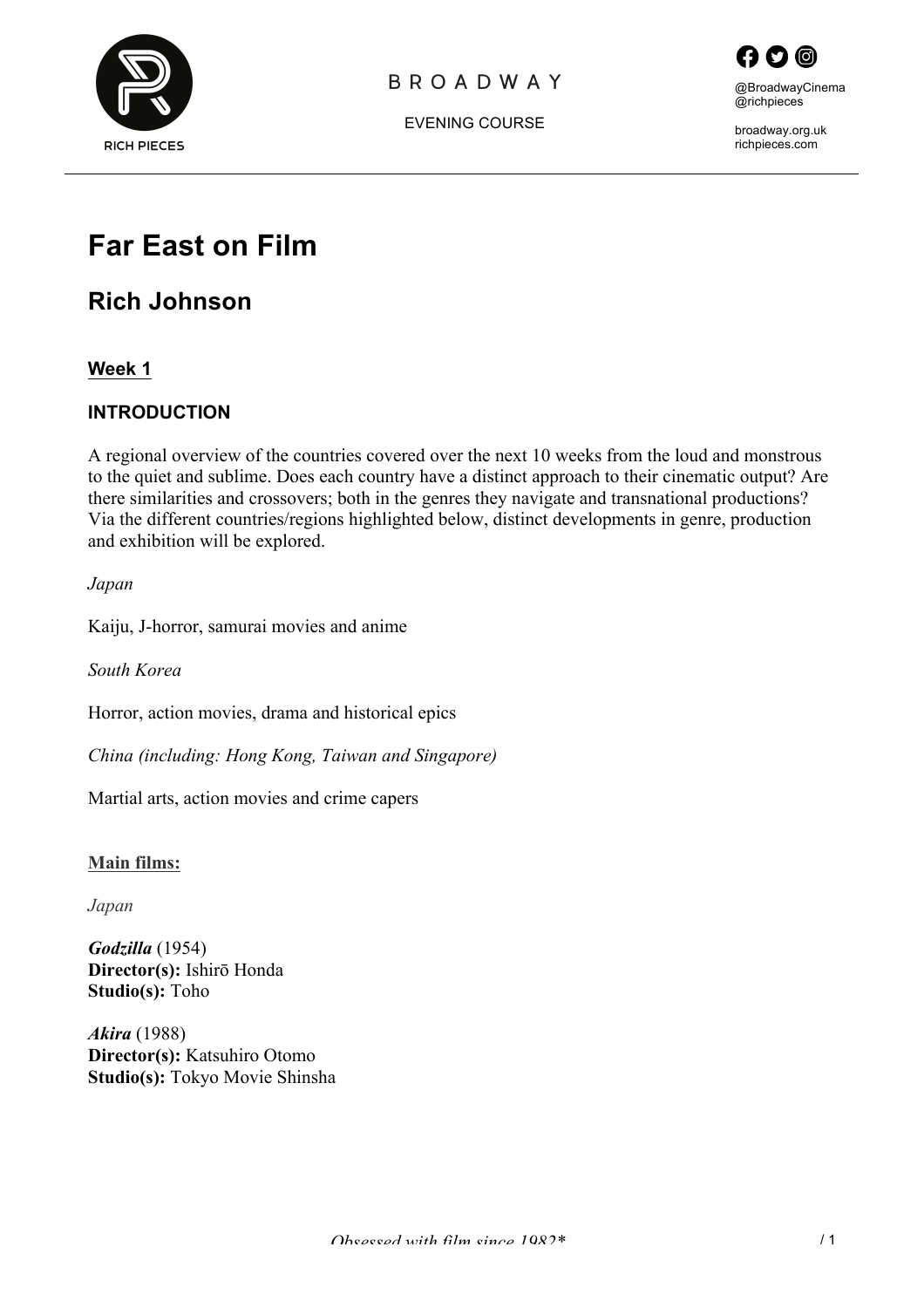# Far East on Film

## Rich Johnson

### Week 1

### INTRODUCTION

A regional overview of the countries covered over the next 10 weeks from the loud and monstrous to the quiet and sublime. Does each country have a distinct approach to their cinematic output? Are there similarities and crossovers; both in the genres they navigate and transnational productions? Via the different countries/regions highlighted below, distinct developments in genre, production and exhibition will be explored.

*Japan*

Kaiju, J-horror, samurai movies and anime

*South Korea*

Horror, action movies, drama and historical epics

*China (including: Hong Kong, Taiwan and Singapore)*

Martial arts, action movies and crime capers

**Main films:**

*Japan*

***Godzilla*** (1954)
**Director(s):** Ishirō Honda
**Studio(s):** Toho

***Akira*** (1988)
**Director(s):** Katsuhiro Otomo
**Studio(s):** Tokyo Movie Shinsha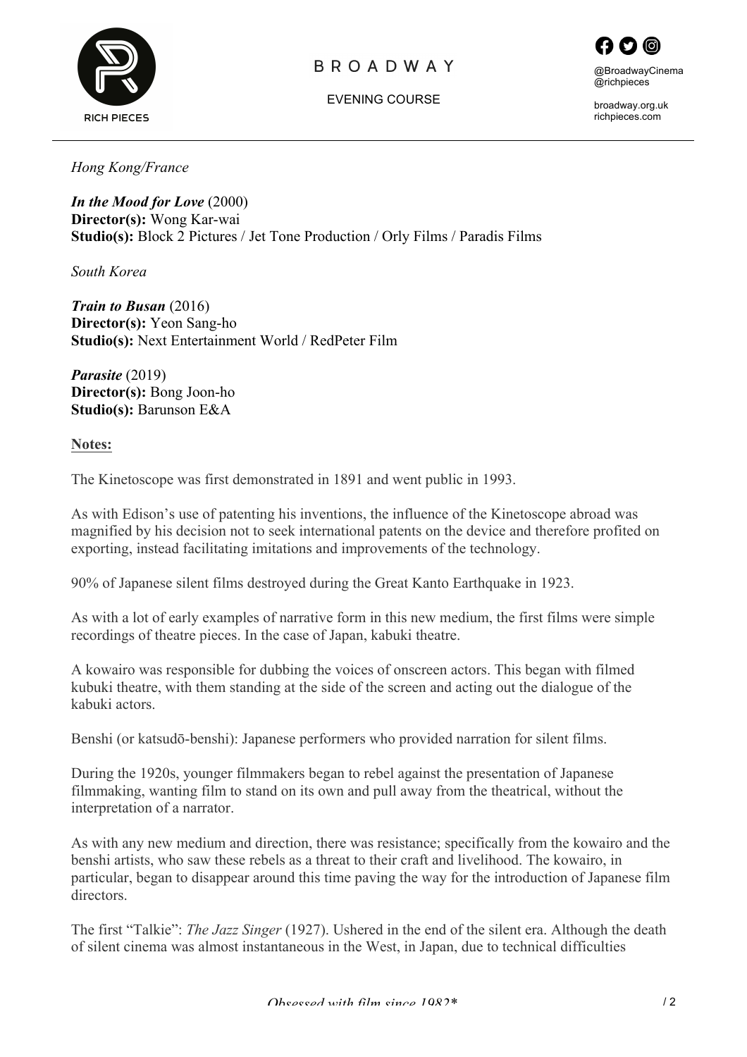*Hong Kong/France*

***In the Mood for Love*** (2000)
**Director(s):** Wong Kar-wai
**Studio(s):** Block 2 Pictures / Jet Tone Production / Orly Films / Paradis Films

*South Korea*

***Train to Busan*** (2016)
**Director(s):** Yeon Sang-ho
**Studio(s):** Next Entertainment World / RedPeter Film

***Parasite*** (2019)
**Director(s):** Bong Joon-ho
**Studio(s):** Barunson E&A

**Notes:**

The Kinetoscope was first demonstrated in 1891 and went public in 1993.

As with Edison's use of patenting his inventions, the influence of the Kinetoscope abroad was magnified by his decision not to seek international patents on the device and therefore profited on exporting, instead facilitating imitations and improvements of the technology.

90% of Japanese silent films destroyed during the Great Kanto Earthquake in 1923.

As with a lot of early examples of narrative form in this new medium, the first films were simple recordings of theatre pieces. In the case of Japan, kabuki theatre.

A kowairo was responsible for dubbing the voices of onscreen actors. This began with filmed kubuki theatre, with them standing at the side of the screen and acting out the dialogue of the kabuki actors.

Benshi (or katsudō-benshi): Japanese performers who provided narration for silent films.

During the 1920s, younger filmmakers began to rebel against the presentation of Japanese filmmaking, wanting film to stand on its own and pull away from the theatrical, without the interpretation of a narrator.

As with any new medium and direction, there was resistance; specifically from the kowairo and the benshi artists, who saw these rebels as a threat to their craft and livelihood. The kowairo, in particular, began to disappear around this time paving the way for the introduction of Japanese film directors.

The first "Talkie": *The Jazz Singer* (1927). Ushered in the end of the silent era. Although the death of silent cinema was almost instantaneous in the West, in Japan, due to technical difficulties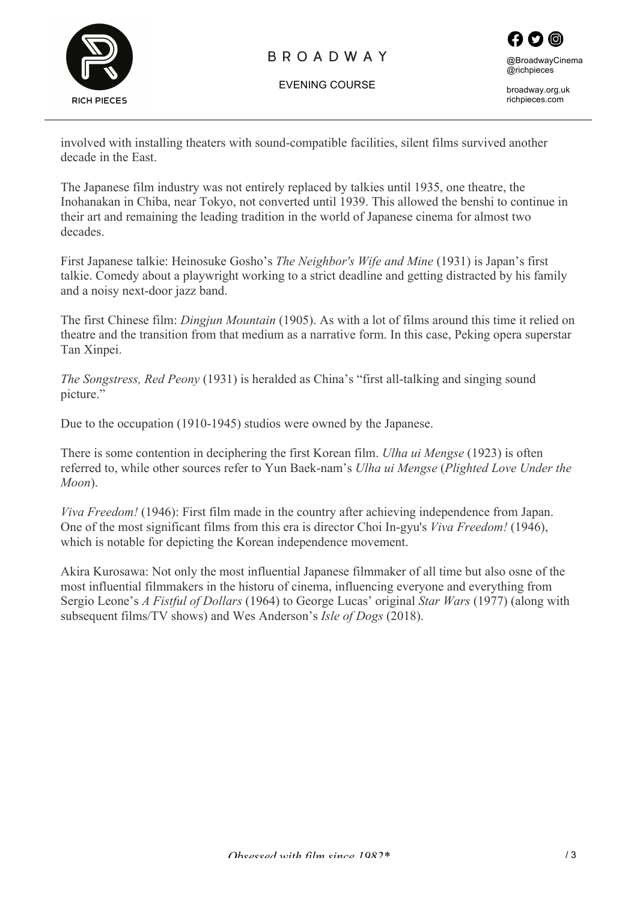involved with installing theaters with sound-compatible facilities, silent films survived another decade in the East.

The Japanese film industry was not entirely replaced by talkies until 1935, one theatre, the Inohanakan in Chiba, near Tokyo, not converted until 1939. This allowed the benshi to continue in their art and remaining the leading tradition in the world of Japanese cinema for almost two decades.

First Japanese talkie: Heinosuke Gosho's *The Neighbor's Wife and Mine* (1931) is Japan's first talkie. Comedy about a playwright working to a strict deadline and getting distracted by his family and a noisy next-door jazz band.

The first Chinese film: *Dingjun Mountain* (1905). As with a lot of films around this time it relied on theatre and the transition from that medium as a narrative form. In this case, Peking opera superstar Tan Xinpei.

*The Songstress, Red Peony* (1931) is heralded as China's "first all-talking and singing sound picture."

Due to the occupation (1910-1945) studios were owned by the Japanese.

There is some contention in deciphering the first Korean film. *Ulha ui Mengse* (1923) is often referred to, while other sources refer to Yun Baek-nam's *Ulha ui Mengse* (*Plighted Love Under the Moon*).

*Viva Freedom!* (1946): First film made in the country after achieving independence from Japan. One of the most significant films from this era is director Choi In-gyu's *Viva Freedom!* (1946), which is notable for depicting the Korean independence movement.

Akira Kurosawa: Not only the most influential Japanese filmmaker of all time but also osne of the most influential filmmakers in the historu of cinema, influencing everyone and everything from Sergio Leone's *A Fistful of Dollars* (1964) to George Lucas' original *Star Wars* (1977) (along with subsequent films/TV shows) and Wes Anderson's *Isle of Dogs* (2018).